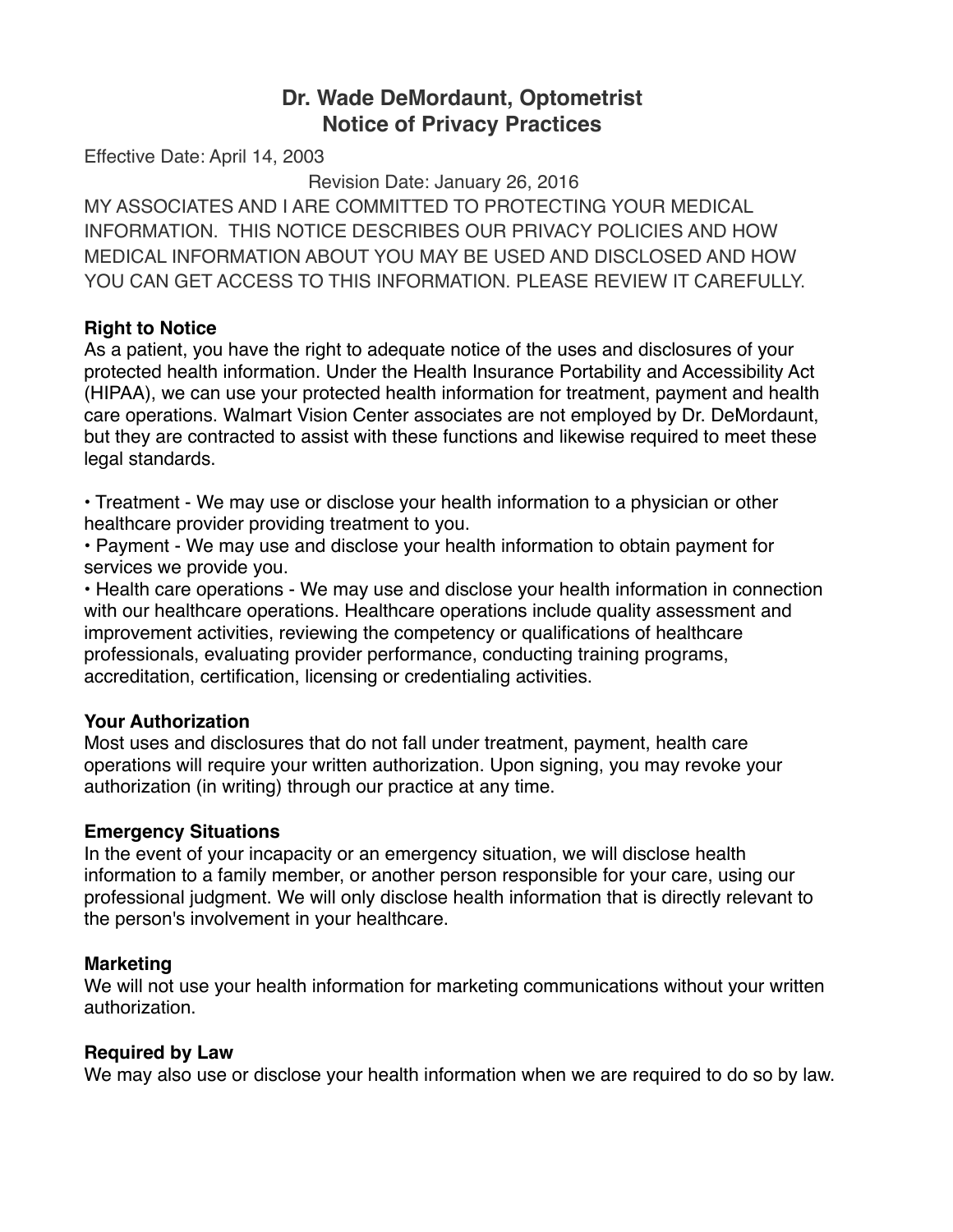# Dr. Wade DeMordaunt, Optometrist
# Notice of Privacy Practices

Effective Date: April 14, 2003

Revision Date: January 26, 2016

MY ASSOCIATES AND I ARE COMMITTED TO PROTECTING YOUR MEDICAL INFORMATION. THIS NOTICE DESCRIBES OUR PRIVACY POLICIES AND HOW MEDICAL INFORMATION ABOUT YOU MAY BE USED AND DISCLOSED AND HOW YOU CAN GET ACCESS TO THIS INFORMATION. PLEASE REVIEW IT CAREFULLY.

**Right to Notice**

As a patient, you have the right to adequate notice of the uses and disclosures of your protected health information. Under the Health Insurance Portability and Accessibility Act (HIPAA), we can use your protected health information for treatment, payment and health care operations. Walmart Vision Center associates are not employed by Dr. DeMordaunt, but they are contracted to assist with these functions and likewise required to meet these legal standards.

- Treatment - We may use or disclose your health information to a physician or other healthcare provider providing treatment to you.
- Payment - We may use and disclose your health information to obtain payment for services we provide you.
- Health care operations - We may use and disclose your health information in connection with our healthcare operations. Healthcare operations include quality assessment and improvement activities, reviewing the competency or qualifications of healthcare professionals, evaluating provider performance, conducting training programs, accreditation, certification, licensing or credentialing activities.

**Your Authorization**

Most uses and disclosures that do not fall under treatment, payment, health care operations will require your written authorization. Upon signing, you may revoke your authorization (in writing) through our practice at any time.

**Emergency Situations**

In the event of your incapacity or an emergency situation, we will disclose health information to a family member, or another person responsible for your care, using our professional judgment. We will only disclose health information that is directly relevant to the person's involvement in your healthcare.

**Marketing**

We will not use your health information for marketing communications without your written authorization.

**Required by Law**

We may also use or disclose your health information when we are required to do so by law.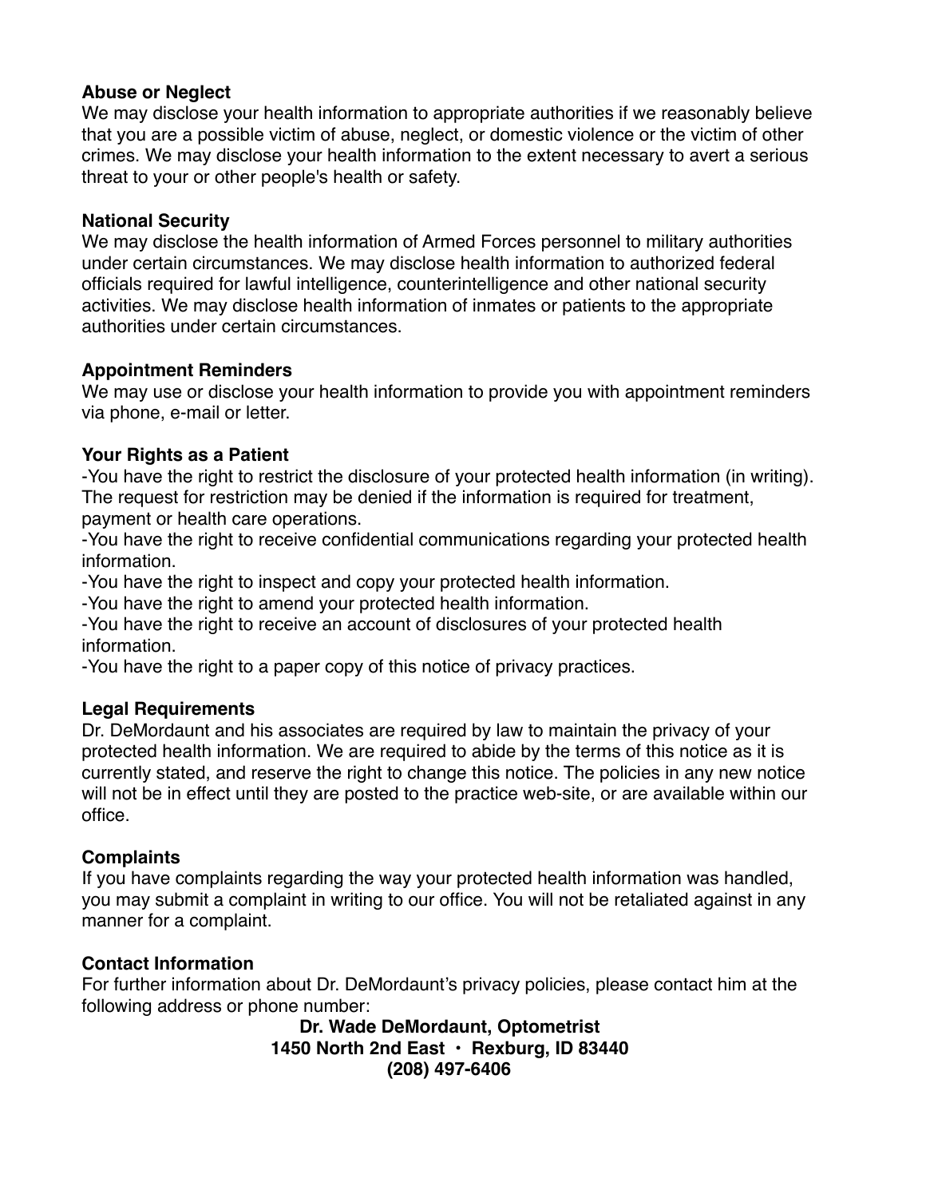**Abuse or Neglect**
We may disclose your health information to appropriate authorities if we reasonably believe that you are a possible victim of abuse, neglect, or domestic violence or the victim of other crimes. We may disclose your health information to the extent necessary to avert a serious threat to your or other people's health or safety.

**National Security**
We may disclose the health information of Armed Forces personnel to military authorities under certain circumstances. We may disclose health information to authorized federal officials required for lawful intelligence, counterintelligence and other national security activities. We may disclose health information of inmates or patients to the appropriate authorities under certain circumstances.

**Appointment Reminders**
We may use or disclose your health information to provide you with appointment reminders via phone, e-mail or letter.

**Your Rights as a Patient**
-You have the right to restrict the disclosure of your protected health information (in writing). The request for restriction may be denied if the information is required for treatment, payment or health care operations.
-You have the right to receive confidential communications regarding your protected health information.
-You have the right to inspect and copy your protected health information.
-You have the right to amend your protected health information.
-You have the right to receive an account of disclosures of your protected health information.
-You have the right to a paper copy of this notice of privacy practices.

**Legal Requirements**
Dr. DeMordaunt and his associates are required by law to maintain the privacy of your protected health information. We are required to abide by the terms of this notice as it is currently stated, and reserve the right to change this notice. The policies in any new notice will not be in effect until they are posted to the practice web-site, or are available within our office.

**Complaints**
If you have complaints regarding the way your protected health information was handled, you may submit a complaint in writing to our office. You will not be retaliated against in any manner for a complaint.

**Contact Information**
For further information about Dr. DeMordaunt's privacy policies, please contact him at the following address or phone number:

**Dr. Wade DeMordaunt, Optometrist**
**1450 North 2nd East • Rexburg, ID 83440**
**(208) 497-6406**